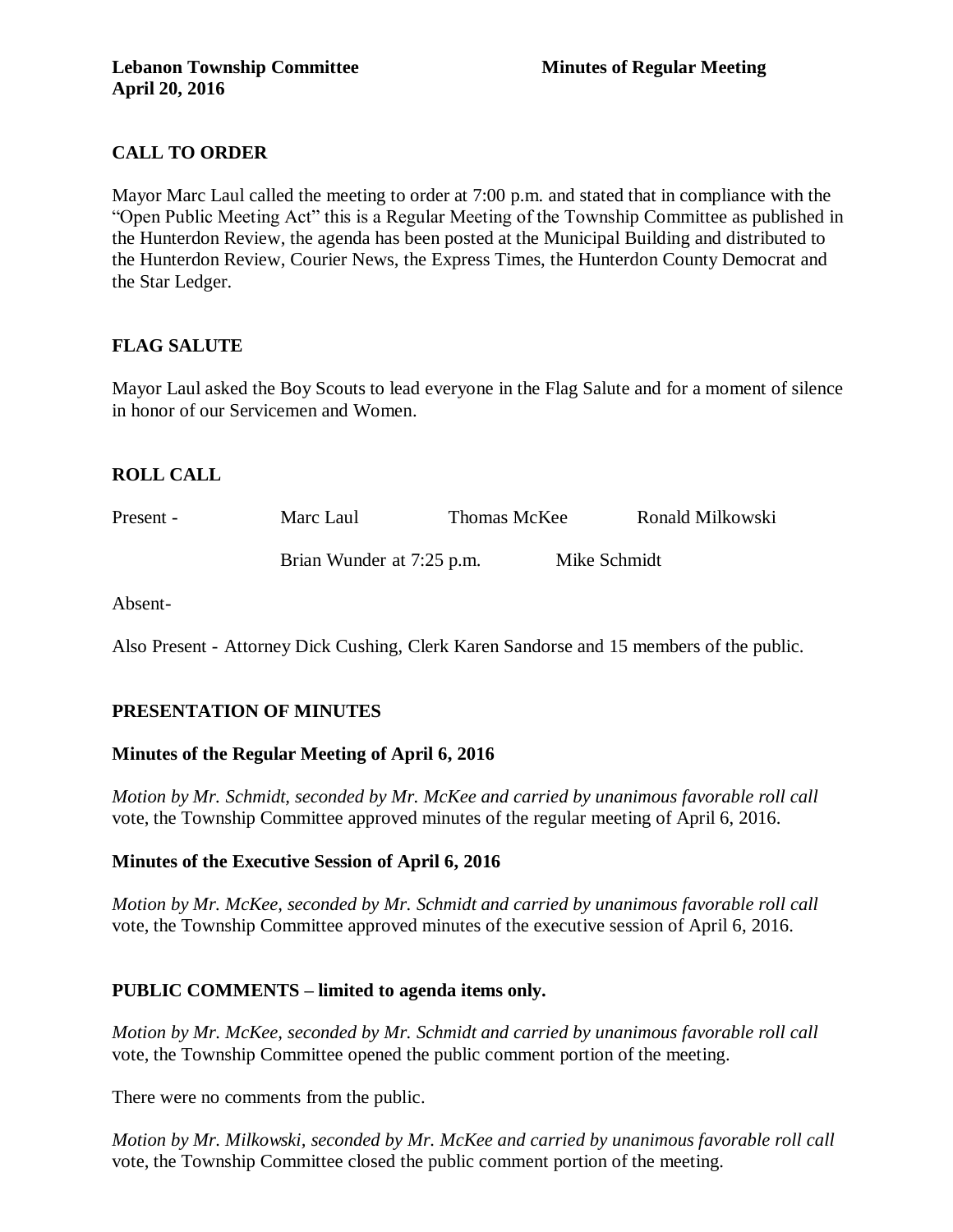**Lebanon Township Committee** **Minutes of Regular Meeting**
**April 20, 2016**

## CALL TO ORDER

Mayor Marc Laul called the meeting to order at 7:00 p.m. and stated that in compliance with the "Open Public Meeting Act" this is a Regular Meeting of the Township Committee as published in the Hunterdon Review, the agenda has been posted at the Municipal Building and distributed to the Hunterdon Review, Courier News, the Express Times, the Hunterdon County Democrat and the Star Ledger.

## FLAG SALUTE

Mayor Laul asked the Boy Scouts to lead everyone in the Flag Salute and for a moment of silence in honor of our Servicemen and Women.

## ROLL CALL

Present - Marc Laul Thomas McKee Ronald Milkowski

Brian Wunder at 7:25 p.m. Mike Schmidt

Absent-

Also Present - Attorney Dick Cushing, Clerk Karen Sandorse and 15 members of the public.

## PRESENTATION OF MINUTES

### Minutes of the Regular Meeting of April 6, 2016

*Motion by Mr. Schmidt, seconded by Mr. McKee and carried by unanimous favorable roll call* vote, the Township Committee approved minutes of the regular meeting of April 6, 2016.

### Minutes of the Executive Session of April 6, 2016

*Motion by Mr. McKee, seconded by Mr. Schmidt and carried by unanimous favorable roll call* vote, the Township Committee approved minutes of the executive session of April 6, 2016.

## PUBLIC COMMENTS – limited to agenda items only.

*Motion by Mr. McKee, seconded by Mr. Schmidt and carried by unanimous favorable roll call* vote, the Township Committee opened the public comment portion of the meeting.

There were no comments from the public.

*Motion by Mr. Milkowski, seconded by Mr. McKee and carried by unanimous favorable roll call* vote, the Township Committee closed the public comment portion of the meeting.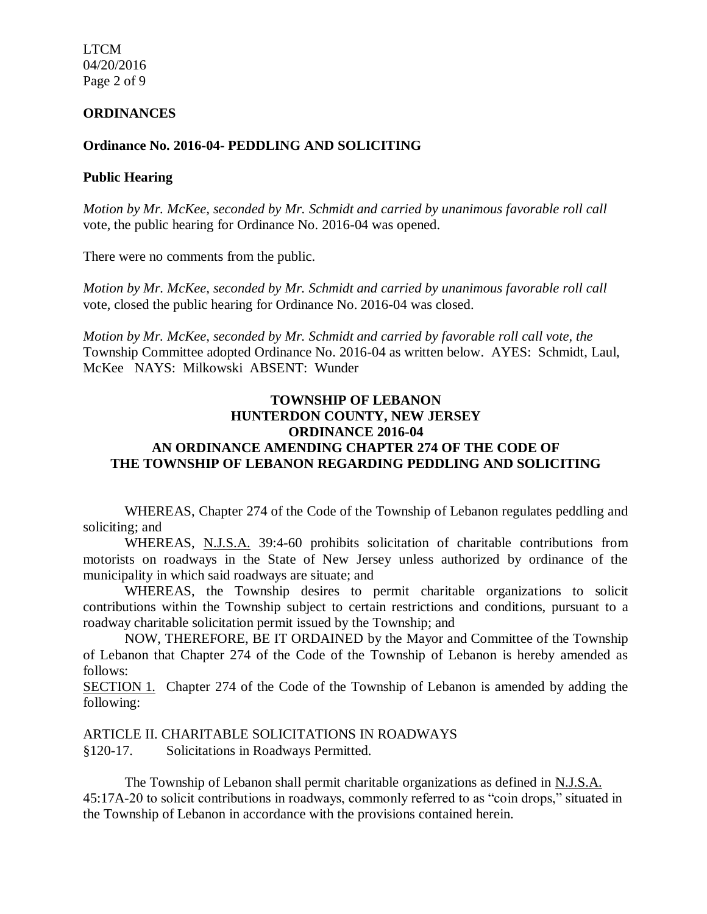**ORDINANCES**

**Ordinance No. 2016-04- PEDDLING AND SOLICITING**

**Public Hearing**

*Motion by Mr. McKee, seconded by Mr. Schmidt and carried by unanimous favorable roll call* vote, the public hearing for Ordinance No. 2016-04 was opened.

There were no comments from the public.

*Motion by Mr. McKee, seconded by Mr. Schmidt and carried by unanimous favorable roll call* vote, closed the public hearing for Ordinance No. 2016-04 was closed.

*Motion by Mr. McKee, seconded by Mr. Schmidt and carried by favorable roll call vote, the* Township Committee adopted Ordinance No. 2016-04 as written below. AYES: Schmidt, Laul, McKee NAYS: Milkowski ABSENT: Wunder

**TOWNSHIP OF LEBANON**
**HUNTERDON COUNTY, NEW JERSEY**
**ORDINANCE 2016-04**
**AN ORDINANCE AMENDING CHAPTER 274 OF THE CODE OF THE TOWNSHIP OF LEBANON REGARDING PEDDLING AND SOLICITING**

WHEREAS, Chapter 274 of the Code of the Township of Lebanon regulates peddling and soliciting; and

WHEREAS, N.J.S.A. 39:4-60 prohibits solicitation of charitable contributions from motorists on roadways in the State of New Jersey unless authorized by ordinance of the municipality in which said roadways are situate; and

WHEREAS, the Township desires to permit charitable organizations to solicit contributions within the Township subject to certain restrictions and conditions, pursuant to a roadway charitable solicitation permit issued by the Township; and

NOW, THEREFORE, BE IT ORDAINED by the Mayor and Committee of the Township of Lebanon that Chapter 274 of the Code of the Township of Lebanon is hereby amended as follows:

SECTION 1. Chapter 274 of the Code of the Township of Lebanon is amended by adding the following:

ARTICLE II. CHARITABLE SOLICITATIONS IN ROADWAYS

§120-17. Solicitations in Roadways Permitted.

The Township of Lebanon shall permit charitable organizations as defined in N.J.S.A. 45:17A-20 to solicit contributions in roadways, commonly referred to as "coin drops," situated in the Township of Lebanon in accordance with the provisions contained herein.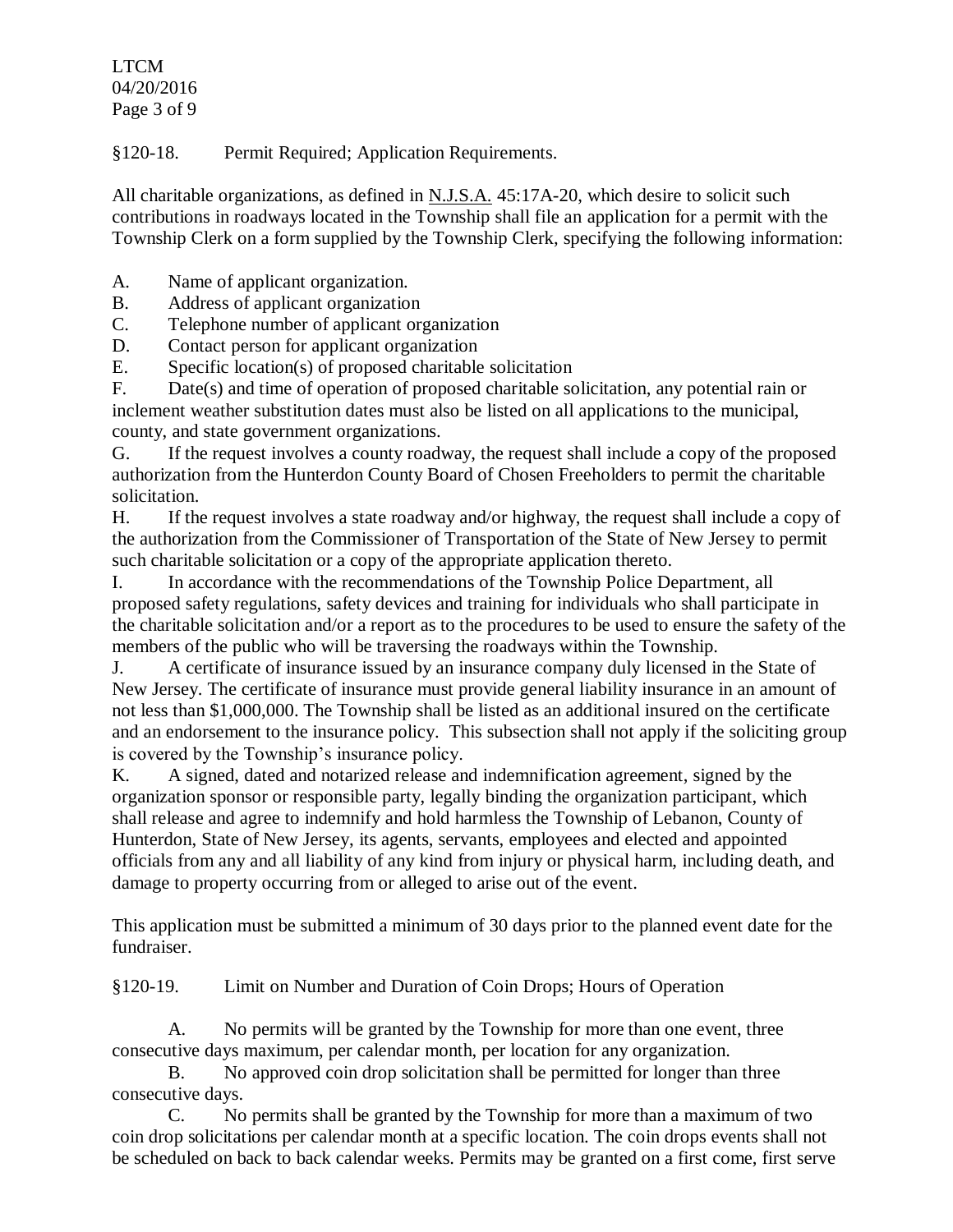§120-18. Permit Required; Application Requirements.

All charitable organizations, as defined in N.J.S.A. 45:17A-20, which desire to solicit such contributions in roadways located in the Township shall file an application for a permit with the Township Clerk on a form supplied by the Township Clerk, specifying the following information:

A. Name of applicant organization.
B. Address of applicant organization
C. Telephone number of applicant organization
D. Contact person for applicant organization
E. Specific location(s) of proposed charitable solicitation
F. Date(s) and time of operation of proposed charitable solicitation, any potential rain or inclement weather substitution dates must also be listed on all applications to the municipal, county, and state government organizations.
G. If the request involves a county roadway, the request shall include a copy of the proposed authorization from the Hunterdon County Board of Chosen Freeholders to permit the charitable solicitation.
H. If the request involves a state roadway and/or highway, the request shall include a copy of the authorization from the Commissioner of Transportation of the State of New Jersey to permit such charitable solicitation or a copy of the appropriate application thereto.
I. In accordance with the recommendations of the Township Police Department, all proposed safety regulations, safety devices and training for individuals who shall participate in the charitable solicitation and/or a report as to the procedures to be used to ensure the safety of the members of the public who will be traversing the roadways within the Township.
J. A certificate of insurance issued by an insurance company duly licensed in the State of New Jersey. The certificate of insurance must provide general liability insurance in an amount of not less than $1,000,000. The Township shall be listed as an additional insured on the certificate and an endorsement to the insurance policy. This subsection shall not apply if the soliciting group is covered by the Township's insurance policy.
K. A signed, dated and notarized release and indemnification agreement, signed by the organization sponsor or responsible party, legally binding the organization participant, which shall release and agree to indemnify and hold harmless the Township of Lebanon, County of Hunterdon, State of New Jersey, its agents, servants, employees and elected and appointed officials from any and all liability of any kind from injury or physical harm, including death, and damage to property occurring from or alleged to arise out of the event.

This application must be submitted a minimum of 30 days prior to the planned event date for the fundraiser.

§120-19. Limit on Number and Duration of Coin Drops; Hours of Operation

A. No permits will be granted by the Township for more than one event, three consecutive days maximum, per calendar month, per location for any organization.

B. No approved coin drop solicitation shall be permitted for longer than three consecutive days.

C. No permits shall be granted by the Township for more than a maximum of two coin drop solicitations per calendar month at a specific location. The coin drops events shall not be scheduled on back to back calendar weeks. Permits may be granted on a first come, first serve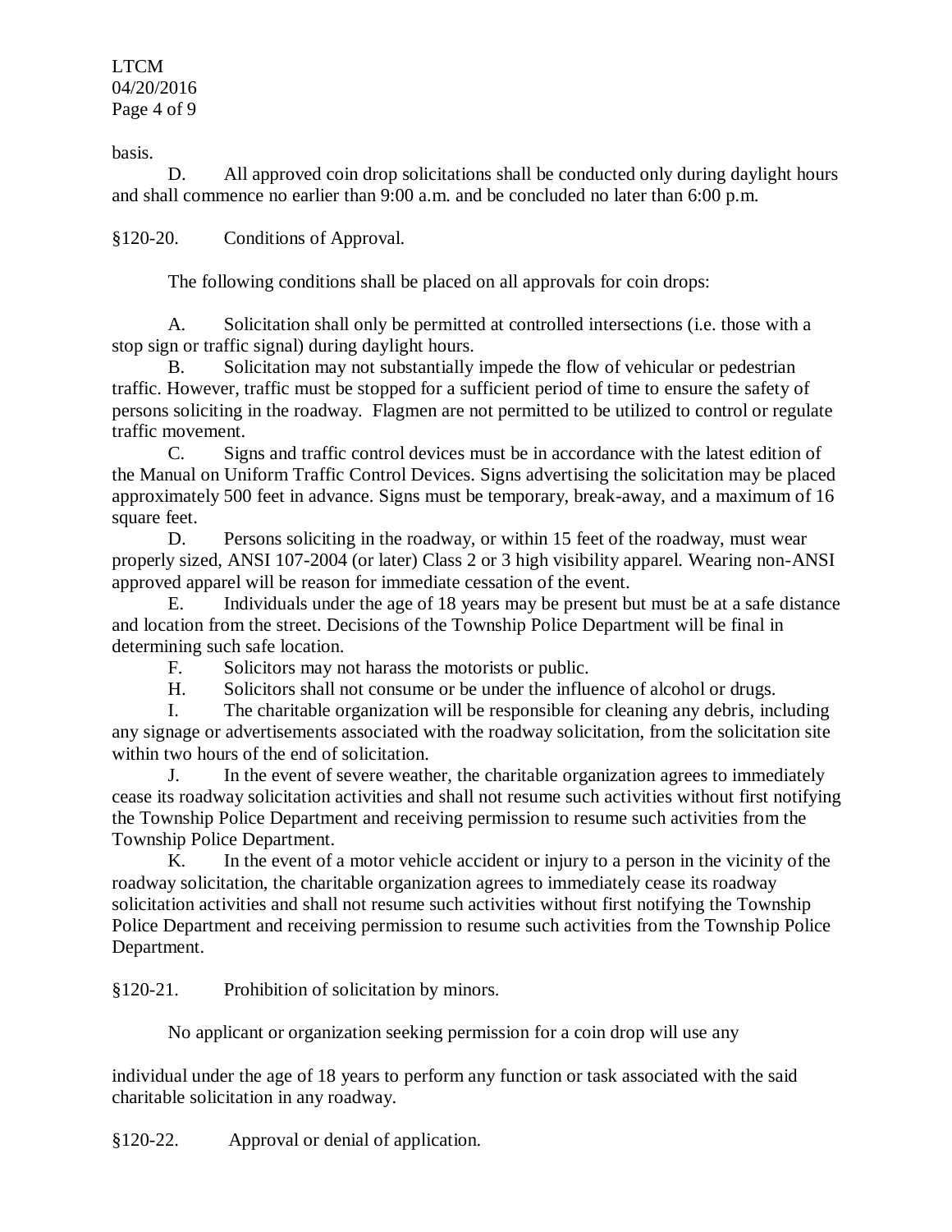basis.

D. All approved coin drop solicitations shall be conducted only during daylight hours and shall commence no earlier than 9:00 a.m. and be concluded no later than 6:00 p.m.

§120-20. Conditions of Approval.

The following conditions shall be placed on all approvals for coin drops:

A. Solicitation shall only be permitted at controlled intersections (i.e. those with a stop sign or traffic signal) during daylight hours.

B. Solicitation may not substantially impede the flow of vehicular or pedestrian traffic. However, traffic must be stopped for a sufficient period of time to ensure the safety of persons soliciting in the roadway. Flagmen are not permitted to be utilized to control or regulate traffic movement.

C. Signs and traffic control devices must be in accordance with the latest edition of the Manual on Uniform Traffic Control Devices. Signs advertising the solicitation may be placed approximately 500 feet in advance. Signs must be temporary, break-away, and a maximum of 16 square feet.

D. Persons soliciting in the roadway, or within 15 feet of the roadway, must wear properly sized, ANSI 107-2004 (or later) Class 2 or 3 high visibility apparel. Wearing non-ANSI approved apparel will be reason for immediate cessation of the event.

E. Individuals under the age of 18 years may be present but must be at a safe distance and location from the street. Decisions of the Township Police Department will be final in determining such safe location.

F. Solicitors may not harass the motorists or public.

H. Solicitors shall not consume or be under the influence of alcohol or drugs.

I. The charitable organization will be responsible for cleaning any debris, including any signage or advertisements associated with the roadway solicitation, from the solicitation site within two hours of the end of solicitation.

J. In the event of severe weather, the charitable organization agrees to immediately cease its roadway solicitation activities and shall not resume such activities without first notifying the Township Police Department and receiving permission to resume such activities from the Township Police Department.

K. In the event of a motor vehicle accident or injury to a person in the vicinity of the roadway solicitation, the charitable organization agrees to immediately cease its roadway solicitation activities and shall not resume such activities without first notifying the Township Police Department and receiving permission to resume such activities from the Township Police Department.

§120-21. Prohibition of solicitation by minors.

No applicant or organization seeking permission for a coin drop will use any individual under the age of 18 years to perform any function or task associated with the said charitable solicitation in any roadway.

§120-22. Approval or denial of application.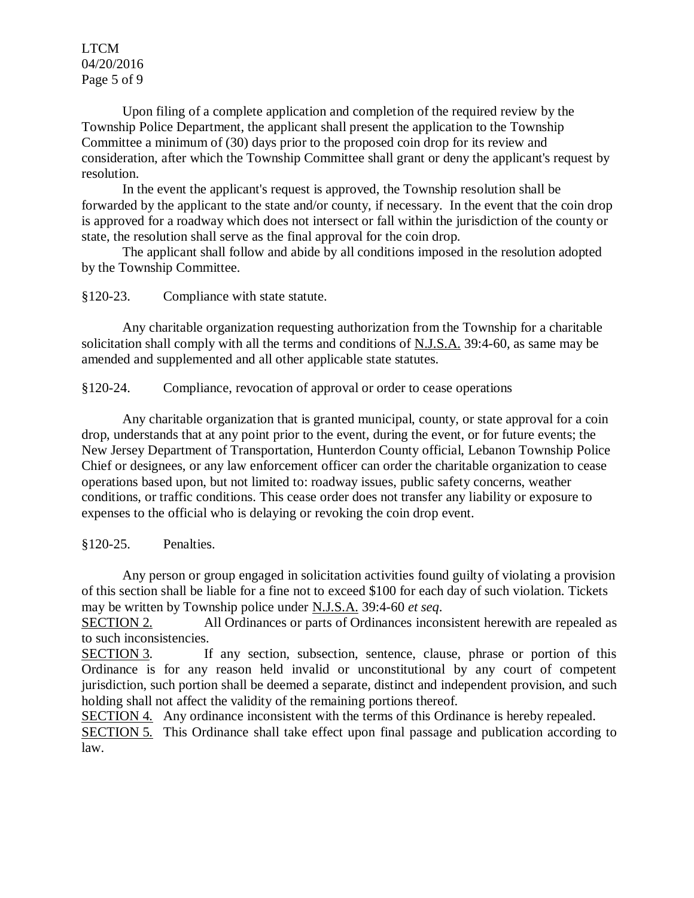Upon filing of a complete application and completion of the required review by the Township Police Department, the applicant shall present the application to the Township Committee a minimum of (30) days prior to the proposed coin drop for its review and consideration, after which the Township Committee shall grant or deny the applicant's request by resolution.

In the event the applicant's request is approved, the Township resolution shall be forwarded by the applicant to the state and/or county, if necessary. In the event that the coin drop is approved for a roadway which does not intersect or fall within the jurisdiction of the county or state, the resolution shall serve as the final approval for the coin drop.

The applicant shall follow and abide by all conditions imposed in the resolution adopted by the Township Committee.

§120-23. Compliance with state statute.

Any charitable organization requesting authorization from the Township for a charitable solicitation shall comply with all the terms and conditions of N.J.S.A. 39:4-60, as same may be amended and supplemented and all other applicable state statutes.

§120-24. Compliance, revocation of approval or order to cease operations

Any charitable organization that is granted municipal, county, or state approval for a coin drop, understands that at any point prior to the event, during the event, or for future events; the New Jersey Department of Transportation, Hunterdon County official, Lebanon Township Police Chief or designees, or any law enforcement officer can order the charitable organization to cease operations based upon, but not limited to: roadway issues, public safety concerns, weather conditions, or traffic conditions. This cease order does not transfer any liability or exposure to expenses to the official who is delaying or revoking the coin drop event.

§120-25. Penalties.

Any person or group engaged in solicitation activities found guilty of violating a provision of this section shall be liable for a fine not to exceed $100 for each day of such violation. Tickets may be written by Township police under N.J.S.A. 39:4-60 *et seq*.

SECTION 2. All Ordinances or parts of Ordinances inconsistent herewith are repealed as to such inconsistencies.

SECTION 3. If any section, subsection, sentence, clause, phrase or portion of this Ordinance is for any reason held invalid or unconstitutional by any court of competent jurisdiction, such portion shall be deemed a separate, distinct and independent provision, and such holding shall not affect the validity of the remaining portions thereof.

SECTION 4. Any ordinance inconsistent with the terms of this Ordinance is hereby repealed.

SECTION 5. This Ordinance shall take effect upon final passage and publication according to law.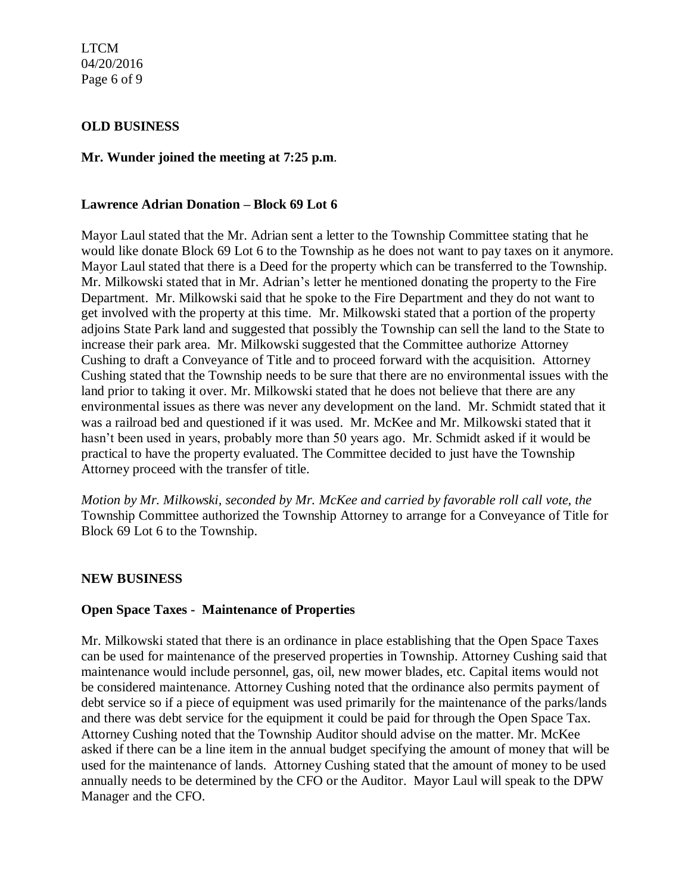**OLD BUSINESS**

**Mr. Wunder joined the meeting at 7:25 p.m**.

**Lawrence Adrian Donation – Block 69 Lot 6**

Mayor Laul stated that the Mr. Adrian sent a letter to the Township Committee stating that he would like donate Block 69 Lot 6 to the Township as he does not want to pay taxes on it anymore. Mayor Laul stated that there is a Deed for the property which can be transferred to the Township. Mr. Milkowski stated that in Mr. Adrian's letter he mentioned donating the property to the Fire Department. Mr. Milkowski said that he spoke to the Fire Department and they do not want to get involved with the property at this time. Mr. Milkowski stated that a portion of the property adjoins State Park land and suggested that possibly the Township can sell the land to the State to increase their park area. Mr. Milkowski suggested that the Committee authorize Attorney Cushing to draft a Conveyance of Title and to proceed forward with the acquisition. Attorney Cushing stated that the Township needs to be sure that there are no environmental issues with the land prior to taking it over. Mr. Milkowski stated that he does not believe that there are any environmental issues as there was never any development on the land. Mr. Schmidt stated that it was a railroad bed and questioned if it was used. Mr. McKee and Mr. Milkowski stated that it hasn't been used in years, probably more than 50 years ago. Mr. Schmidt asked if it would be practical to have the property evaluated. The Committee decided to just have the Township Attorney proceed with the transfer of title.

*Motion by Mr. Milkowski, seconded by Mr. McKee and carried by favorable roll call vote, the* Township Committee authorized the Township Attorney to arrange for a Conveyance of Title for Block 69 Lot 6 to the Township.

**NEW BUSINESS**

**Open Space Taxes - Maintenance of Properties**

Mr. Milkowski stated that there is an ordinance in place establishing that the Open Space Taxes can be used for maintenance of the preserved properties in Township. Attorney Cushing said that maintenance would include personnel, gas, oil, new mower blades, etc. Capital items would not be considered maintenance. Attorney Cushing noted that the ordinance also permits payment of debt service so if a piece of equipment was used primarily for the maintenance of the parks/lands and there was debt service for the equipment it could be paid for through the Open Space Tax. Attorney Cushing noted that the Township Auditor should advise on the matter. Mr. McKee asked if there can be a line item in the annual budget specifying the amount of money that will be used for the maintenance of lands. Attorney Cushing stated that the amount of money to be used annually needs to be determined by the CFO or the Auditor. Mayor Laul will speak to the DPW Manager and the CFO.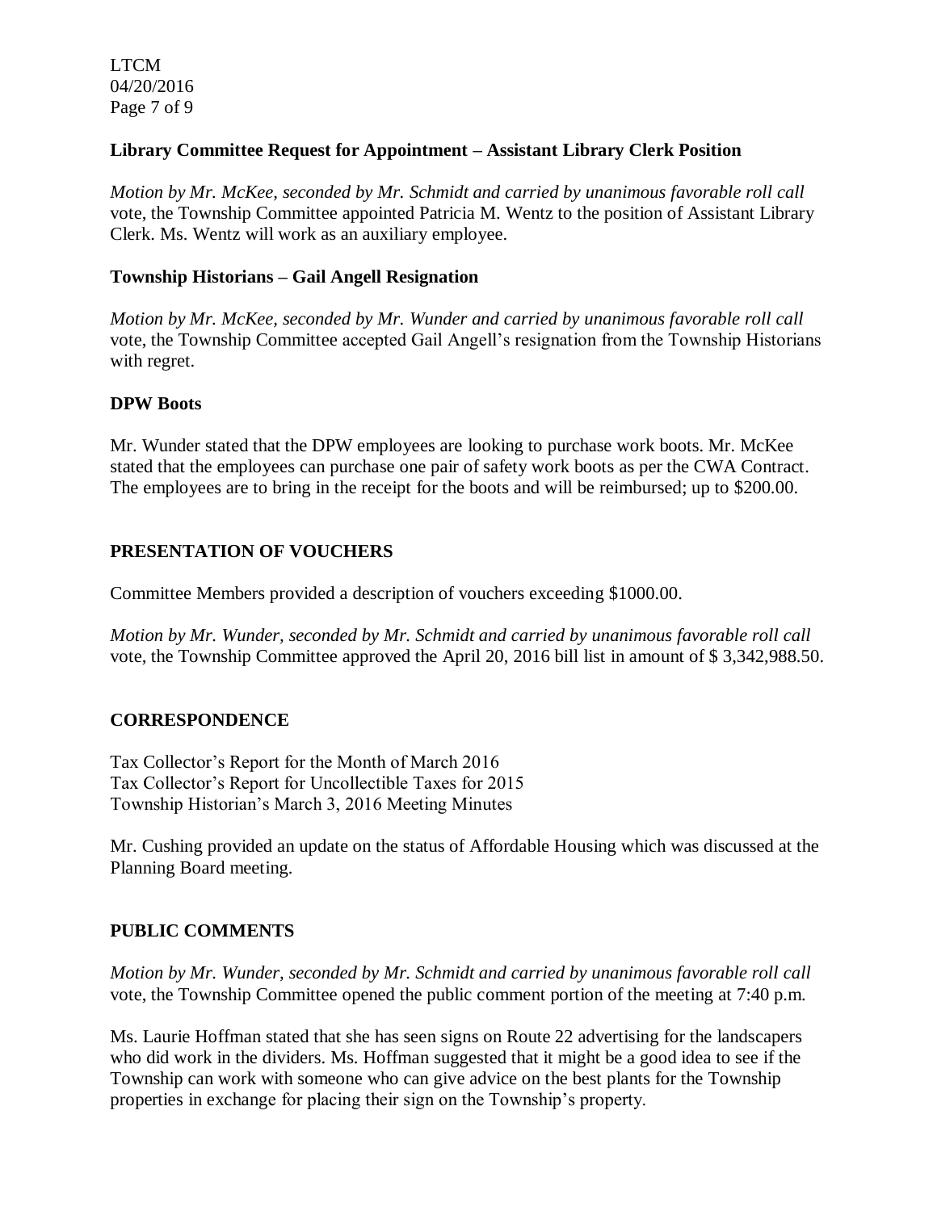**Library Committee Request for Appointment – Assistant Library Clerk Position**

*Motion by Mr. McKee, seconded by Mr. Schmidt and carried by unanimous favorable roll call* vote, the Township Committee appointed Patricia M. Wentz to the position of Assistant Library Clerk. Ms. Wentz will work as an auxiliary employee.

**Township Historians – Gail Angell Resignation**

*Motion by Mr. McKee, seconded by Mr. Wunder and carried by unanimous favorable roll call* vote, the Township Committee accepted Gail Angell's resignation from the Township Historians with regret.

**DPW Boots**

Mr. Wunder stated that the DPW employees are looking to purchase work boots. Mr. McKee stated that the employees can purchase one pair of safety work boots as per the CWA Contract. The employees are to bring in the receipt for the boots and will be reimbursed; up to $200.00.

**PRESENTATION OF VOUCHERS**

Committee Members provided a description of vouchers exceeding $1000.00.

*Motion by Mr. Wunder, seconded by Mr. Schmidt and carried by unanimous favorable roll call* vote, the Township Committee approved the April 20, 2016 bill list in amount of $ 3,342,988.50.

**CORRESPONDENCE**

Tax Collector's Report for the Month of March 2016
Tax Collector's Report for Uncollectible Taxes for 2015
Township Historian's March 3, 2016 Meeting Minutes

Mr. Cushing provided an update on the status of Affordable Housing which was discussed at the Planning Board meeting.

**PUBLIC COMMENTS**

*Motion by Mr. Wunder, seconded by Mr. Schmidt and carried by unanimous favorable roll call* vote, the Township Committee opened the public comment portion of the meeting at 7:40 p.m.

Ms. Laurie Hoffman stated that she has seen signs on Route 22 advertising for the landscapers who did work in the dividers. Ms. Hoffman suggested that it might be a good idea to see if the Township can work with someone who can give advice on the best plants for the Township properties in exchange for placing their sign on the Township's property.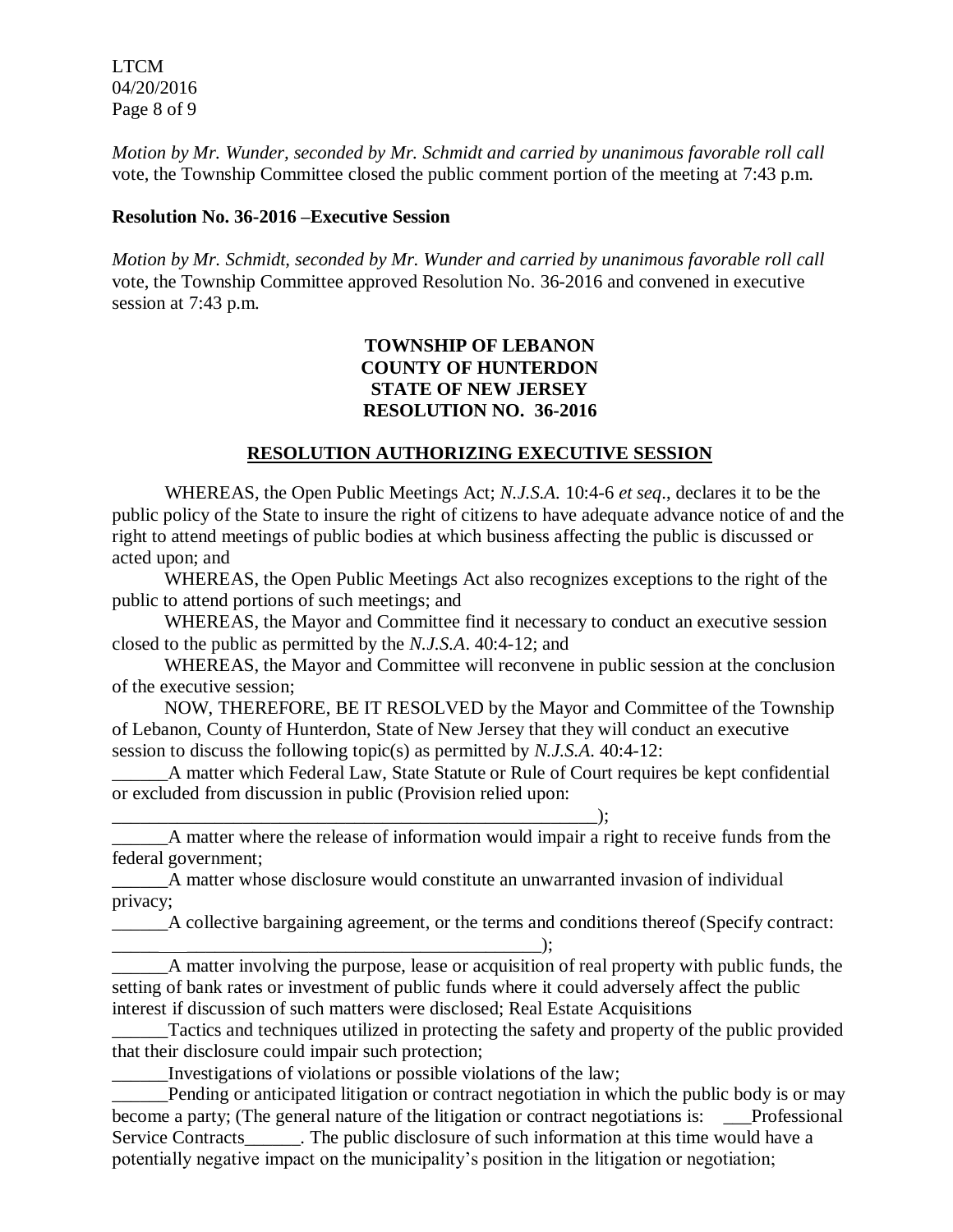*Motion by Mr. Wunder, seconded by Mr. Schmidt and carried by unanimous favorable roll call* vote, the Township Committee closed the public comment portion of the meeting at 7:43 p.m.

**Resolution No. 36-2016 –Executive Session**

*Motion by Mr. Schmidt, seconded by Mr. Wunder and carried by unanimous favorable roll call* vote, the Township Committee approved Resolution No. 36-2016 and convened in executive session at 7:43 p.m.

**TOWNSHIP OF LEBANON**
**COUNTY OF HUNTERDON**
**STATE OF NEW JERSEY**
**RESOLUTION NO. 36-2016**

**RESOLUTION AUTHORIZING EXECUTIVE SESSION**

WHEREAS, the Open Public Meetings Act; *N.J.S.A.* 10:4-6 *et seq*., declares it to be the public policy of the State to insure the right of citizens to have adequate advance notice of and the right to attend meetings of public bodies at which business affecting the public is discussed or acted upon; and

WHEREAS, the Open Public Meetings Act also recognizes exceptions to the right of the public to attend portions of such meetings; and

WHEREAS, the Mayor and Committee find it necessary to conduct an executive session closed to the public as permitted by the *N.J.S.A*. 40:4-12; and

WHEREAS, the Mayor and Committee will reconvene in public session at the conclusion of the executive session;

NOW, THEREFORE, BE IT RESOLVED by the Mayor and Committee of the Township of Lebanon, County of Hunterdon, State of New Jersey that they will conduct an executive session to discuss the following topic(s) as permitted by *N.J.S.A.* 40:4-12:

______A matter which Federal Law, State Statute or Rule of Court requires be kept confidential or excluded from discussion in public (Provision relied upon: _____________________________________________________);

______A matter where the release of information would impair a right to receive funds from the federal government;

______A matter whose disclosure would constitute an unwarranted invasion of individual privacy;

______A collective bargaining agreement, or the terms and conditions thereof (Specify contract: ______________________________________________);

______A matter involving the purpose, lease or acquisition of real property with public funds, the setting of bank rates or investment of public funds where it could adversely affect the public interest if discussion of such matters were disclosed; Real Estate Acquisitions

______Tactics and techniques utilized in protecting the safety and property of the public provided that their disclosure could impair such protection;

______Investigations of violations or possible violations of the law;

______Pending or anticipated litigation or contract negotiation in which the public body is or may become a party; (The general nature of the litigation or contract negotiations is: ___Professional Service Contracts______. The public disclosure of such information at this time would have a potentially negative impact on the municipality's position in the litigation or negotiation;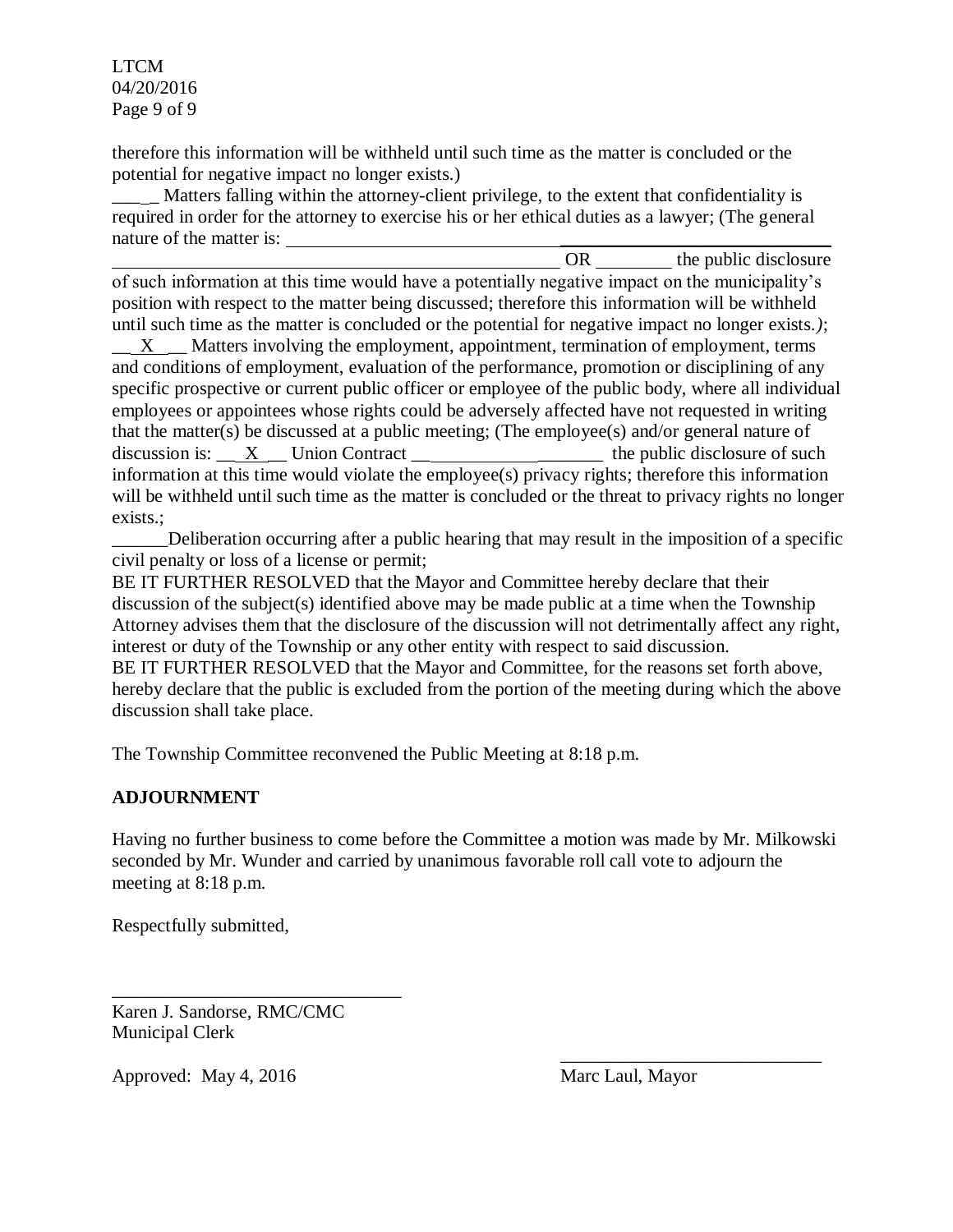therefore this information will be withheld until such time as the matter is concluded or the potential for negative impact no longer exists.)

____ Matters falling within the attorney-client privilege, to the extent that confidentiality is required in order for the attorney to exercise his or her ethical duties as a lawyer; (The general nature of the matter is: ______________________________________________________________ OR ________ the public disclosure of such information at this time would have a potentially negative impact on the municipality's position with respect to the matter being discussed; therefore this information will be withheld until such time as the matter is concluded or the potential for negative impact no longer exists.*)*;

__ X __ Matters involving the employment, appointment, termination of employment, terms and conditions of employment, evaluation of the performance, promotion or disciplining of any specific prospective or current public officer or employee of the public body, where all individual employees or appointees whose rights could be adversely affected have not requested in writing that the matter(s) be discussed at a public meeting; (The employee(s) and/or general nature of discussion is: __ X __ Union Contract ____________________ the public disclosure of such information at this time would violate the employee(s) privacy rights; therefore this information will be withheld until such time as the matter is concluded or the threat to privacy rights no longer exists.;

______Deliberation occurring after a public hearing that may result in the imposition of a specific civil penalty or loss of a license or permit;

BE IT FURTHER RESOLVED that the Mayor and Committee hereby declare that their discussion of the subject(s) identified above may be made public at a time when the Township Attorney advises them that the disclosure of the discussion will not detrimentally affect any right, interest or duty of the Township or any other entity with respect to said discussion.

BE IT FURTHER RESOLVED that the Mayor and Committee, for the reasons set forth above, hereby declare that the public is excluded from the portion of the meeting during which the above discussion shall take place.

The Township Committee reconvened the Public Meeting at 8:18 p.m.

**ADJOURNMENT**

Having no further business to come before the Committee a motion was made by Mr. Milkowski seconded by Mr. Wunder and carried by unanimous favorable roll call vote to adjourn the meeting at 8:18 p.m.

Respectfully submitted,

______________________________

Karen J. Sandorse, RMC/CMC
Municipal Clerk

______________________________

Approved: May 4, 2016

Marc Laul, Mayor